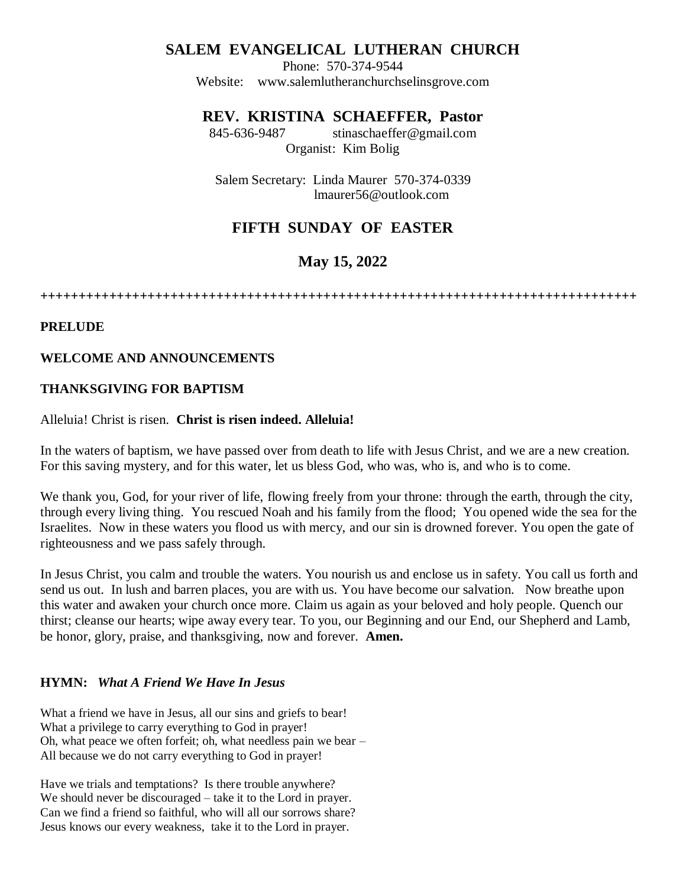# SALEM EVANGELICAL LUTHERAN CHURCH

Phone: 570-374-9544
Website: www.salemlutheranchurchselinsgrove.com

## REV. KRISTINA SCHAEFFER, Pastor

845-636-9487 stinaschaeffer@gmail.com
Organist: Kim Bolig

Salem Secretary: Linda Maurer 570-374-0339
lmaurer56@outlook.com

## FIFTH SUNDAY OF EASTER

## May 15, 2022

++++++++++++++++++++++++++++++++++++++++++++++++++++++++++++++++++++++++++++++++++++

**PRELUDE**

**WELCOME AND ANNOUNCEMENTS**

**THANKSGIVING FOR BAPTISM**

Alleluia! Christ is risen. **Christ is risen indeed. Alleluia!**

In the waters of baptism, we have passed over from death to life with Jesus Christ, and we are a new creation. For this saving mystery, and for this water, let us bless God, who was, who is, and who is to come.

We thank you, God, for your river of life, flowing freely from your throne: through the earth, through the city, through every living thing. You rescued Noah and his family from the flood; You opened wide the sea for the Israelites. Now in these waters you flood us with mercy, and our sin is drowned forever. You open the gate of righteousness and we pass safely through.

In Jesus Christ, you calm and trouble the waters. You nourish us and enclose us in safety. You call us forth and send us out. In lush and barren places, you are with us. You have become our salvation. Now breathe upon this water and awaken your church once more. Claim us again as your beloved and holy people. Quench our thirst; cleanse our hearts; wipe away every tear. To you, our Beginning and our End, our Shepherd and Lamb, be honor, glory, praise, and thanksgiving, now and forever. **Amen.**

**HYMN:** ***What A Friend We Have In Jesus***

What a friend we have in Jesus, all our sins and griefs to bear!
What a privilege to carry everything to God in prayer!
Oh, what peace we often forfeit; oh, what needless pain we bear –
All because we do not carry everything to God in prayer!

Have we trials and temptations? Is there trouble anywhere?
We should never be discouraged – take it to the Lord in prayer.
Can we find a friend so faithful, who will all our sorrows share?
Jesus knows our every weakness, take it to the Lord in prayer.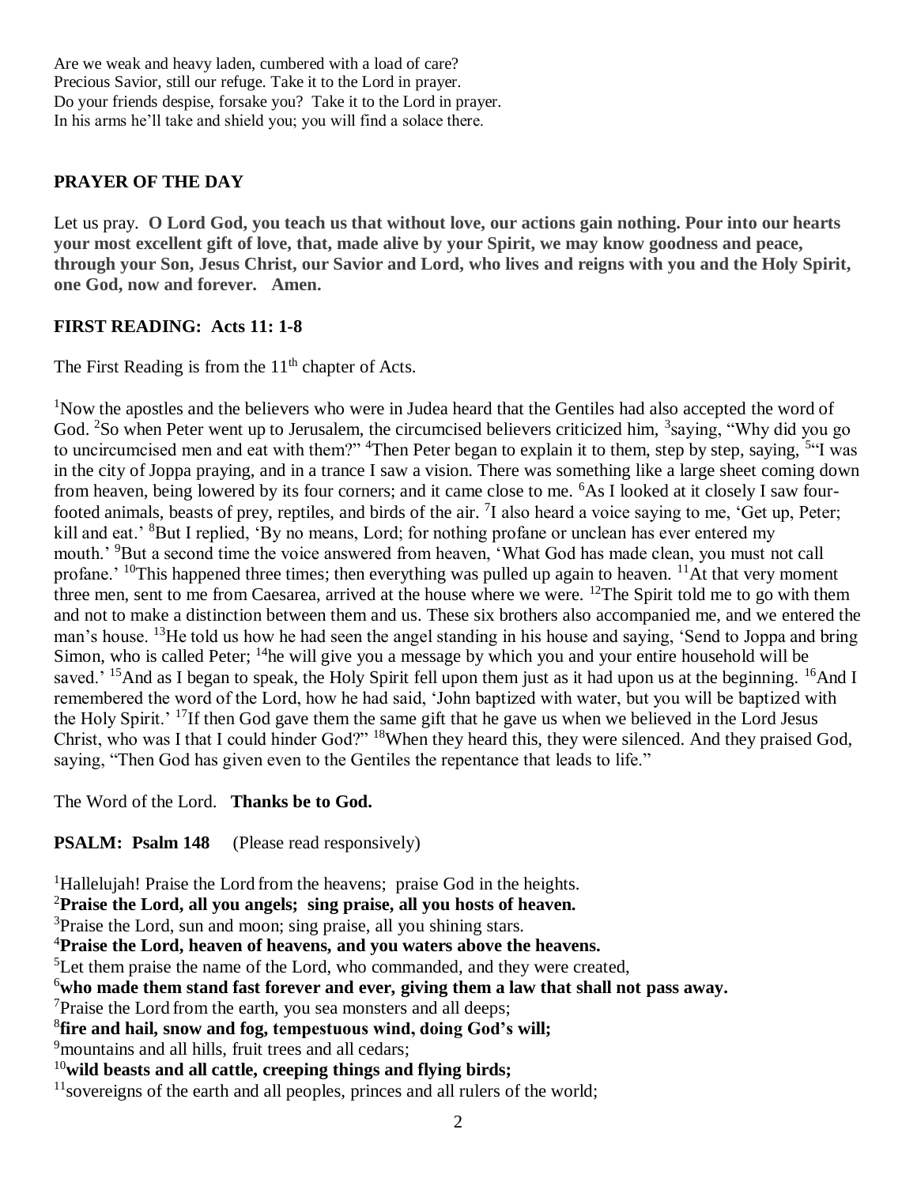Are we weak and heavy laden, cumbered with a load of care?
Precious Savior, still our refuge. Take it to the Lord in prayer.
Do your friends despise, forsake you? Take it to the Lord in prayer.
In his arms he'll take and shield you; you will find a solace there.

**PRAYER OF THE DAY**

Let us pray. **O Lord God, you teach us that without love, our actions gain nothing. Pour into our hearts your most excellent gift of love, that, made alive by your Spirit, we may know goodness and peace, through your Son, Jesus Christ, our Savior and Lord, who lives and reigns with you and the Holy Spirit, one God, now and forever. Amen.**

**FIRST READING: Acts 11: 1-8**

The First Reading is from the 11th chapter of Acts.

[1]Now the apostles and the believers who were in Judea heard that the Gentiles had also accepted the word of God. [2]So when Peter went up to Jerusalem, the circumcised believers criticized him, [3]saying, "Why did you go to uncircumcised men and eat with them?" [4]Then Peter began to explain it to them, step by step, saying, [5]"I was in the city of Joppa praying, and in a trance I saw a vision. There was something like a large sheet coming down from heaven, being lowered by its four corners; and it came close to me. [6]As I looked at it closely I saw four-footed animals, beasts of prey, reptiles, and birds of the air. [7]I also heard a voice saying to me, 'Get up, Peter; kill and eat.' [8]But I replied, 'By no means, Lord; for nothing profane or unclean has ever entered my mouth.' [9]But a second time the voice answered from heaven, 'What God has made clean, you must not call profane.' [10]This happened three times; then everything was pulled up again to heaven. [11]At that very moment three men, sent to me from Caesarea, arrived at the house where we were. [12]The Spirit told me to go with them and not to make a distinction between them and us. These six brothers also accompanied me, and we entered the man's house. [13]He told us how he had seen the angel standing in his house and saying, 'Send to Joppa and bring Simon, who is called Peter; [14]he will give you a message by which you and your entire household will be saved.' [15]And as I began to speak, the Holy Spirit fell upon them just as it had upon us at the beginning. [16]And I remembered the word of the Lord, how he had said, 'John baptized with water, but you will be baptized with the Holy Spirit.' [17]If then God gave them the same gift that he gave us when we believed in the Lord Jesus Christ, who was I that I could hinder God?" [18]When they heard this, they were silenced. And they praised God, saying, "Then God has given even to the Gentiles the repentance that leads to life."

The Word of the Lord. **Thanks be to God.**

**PSALM: Psalm 148** (Please read responsively)

[1]Hallelujah! Praise the Lord from the heavens; praise God in the heights.
[2]**Praise the Lord, all you angels; sing praise, all you hosts of heaven.**
[3]Praise the Lord, sun and moon; sing praise, all you shining stars.
[4]**Praise the Lord, heaven of heavens, and you waters above the heavens.**
[5]Let them praise the name of the Lord, who commanded, and they were created,
[6]**who made them stand fast forever and ever, giving them a law that shall not pass away.**
[7]Praise the Lord from the earth, you sea monsters and all deeps;
[8]**fire and hail, snow and fog, tempestuous wind, doing God's will;**
[9]mountains and all hills, fruit trees and all cedars;
[10]**wild beasts and all cattle, creeping things and flying birds;**
[11]sovereigns of the earth and all peoples, princes and all rulers of the world;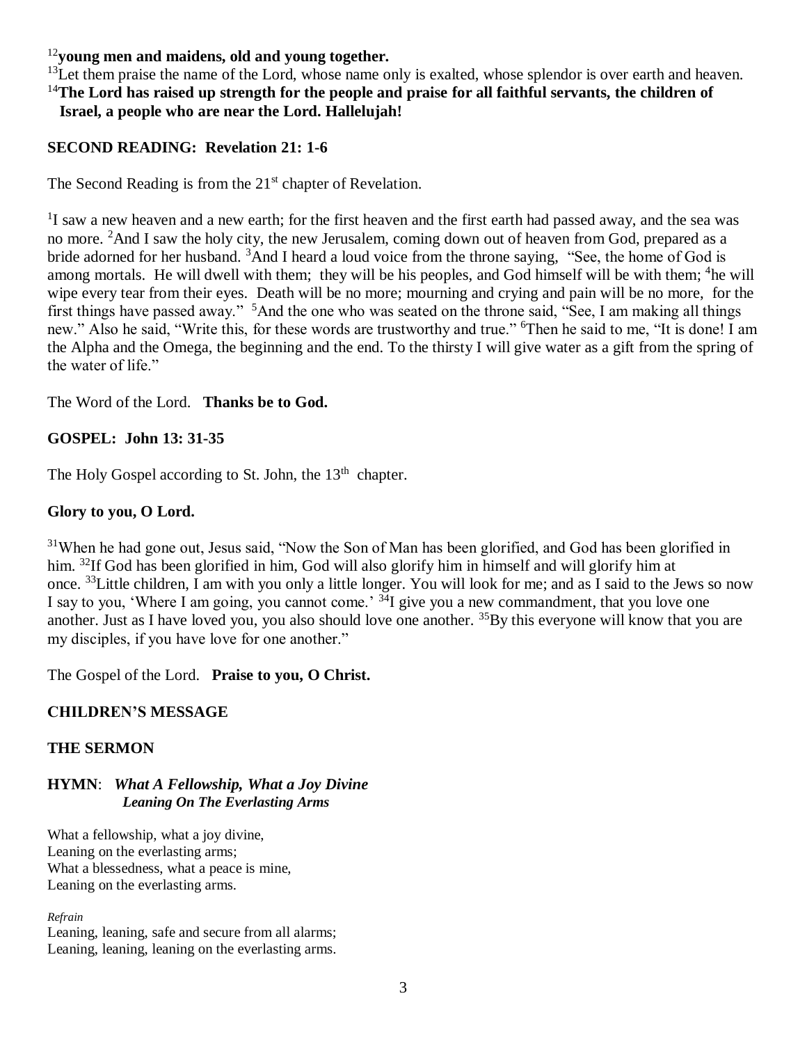[12]**young men and maidens, old and young together.**

[13]Let them praise the name of the Lord, whose name only is exalted, whose splendor is over earth and heaven.

[14]**The Lord has raised up strength for the people and praise for all faithful servants, the children of Israel, a people who are near the Lord. Hallelujah!**

**SECOND READING: Revelation 21: 1-6**

The Second Reading is from the 21st chapter of Revelation.

[1]I saw a new heaven and a new earth; for the first heaven and the first earth had passed away, and the sea was no more. [2]And I saw the holy city, the new Jerusalem, coming down out of heaven from God, prepared as a bride adorned for her husband. [3]And I heard a loud voice from the throne saying, "See, the home of God is among mortals. He will dwell with them; they will be his peoples, and God himself will be with them; [4]he will wipe every tear from their eyes. Death will be no more; mourning and crying and pain will be no more, for the first things have passed away." [5]And the one who was seated on the throne said, "See, I am making all things new." Also he said, "Write this, for these words are trustworthy and true." [6]Then he said to me, "It is done! I am the Alpha and the Omega, the beginning and the end. To the thirsty I will give water as a gift from the spring of the water of life."

The Word of the Lord. **Thanks be to God.**

**GOSPEL: John 13: 31-35**

The Holy Gospel according to St. John, the 13th chapter.

**Glory to you, O Lord.**

[31]When he had gone out, Jesus said, "Now the Son of Man has been glorified, and God has been glorified in him. [32]If God has been glorified in him, God will also glorify him in himself and will glorify him at once. [33]Little children, I am with you only a little longer. You will look for me; and as I said to the Jews so now I say to you, 'Where I am going, you cannot come.' [34]I give you a new commandment, that you love one another. Just as I have loved you, you also should love one another. [35]By this everyone will know that you are my disciples, if you have love for one another."

The Gospel of the Lord. **Praise to you, O Christ.**

**CHILDREN'S MESSAGE**

**THE SERMON**

**HYMN**: ***What A Fellowship, What a Joy Divine***
***Leaning On The Everlasting Arms***

What a fellowship, what a joy divine,
Leaning on the everlasting arms;
What a blessedness, what a peace is mine,
Leaning on the everlasting arms.

*Refrain*
Leaning, leaning, safe and secure from all alarms;
Leaning, leaning, leaning on the everlasting arms.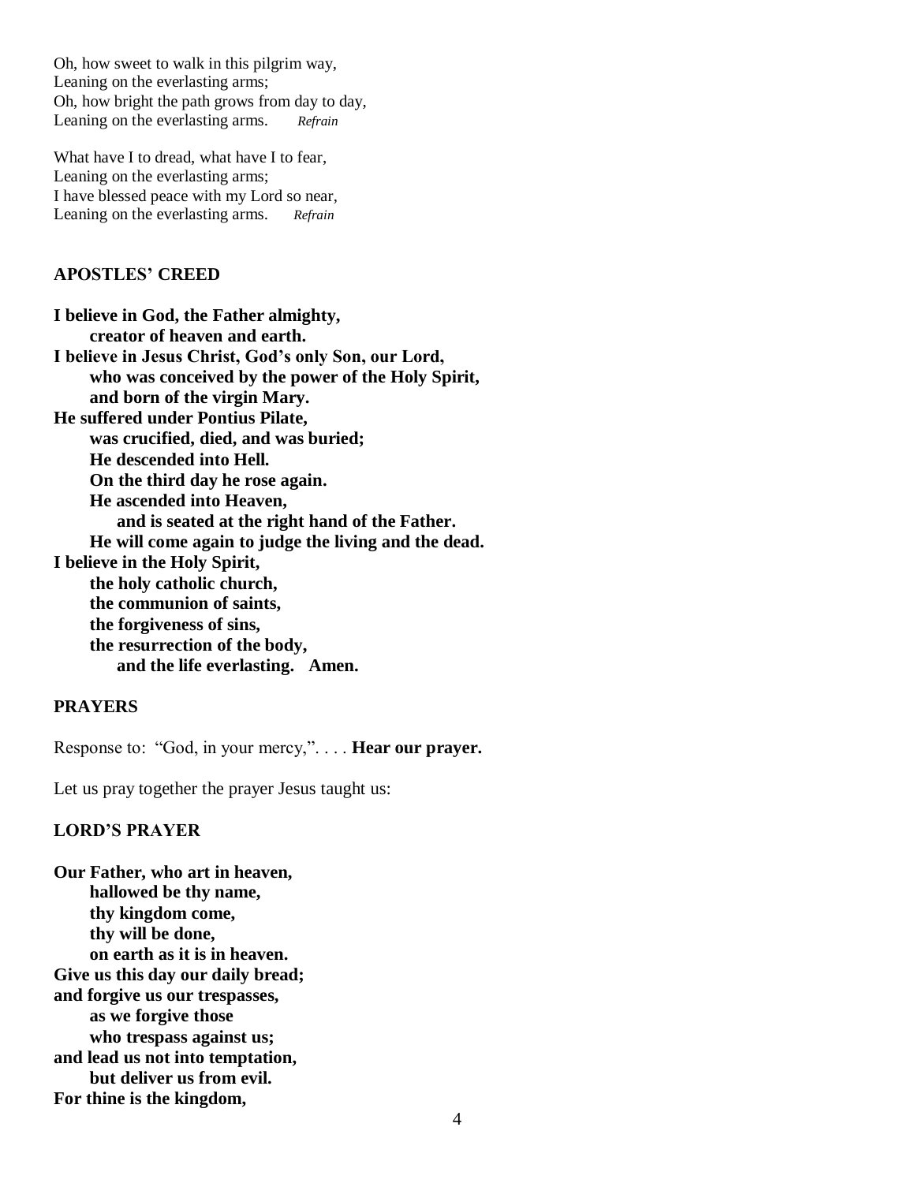Oh, how sweet to walk in this pilgrim way,
Leaning on the everlasting arms;
Oh, how bright the path grows from day to day,
Leaning on the everlasting arms. *Refrain*

What have I to dread, what have I to fear,
Leaning on the everlasting arms;
I have blessed peace with my Lord so near,
Leaning on the everlasting arms. *Refrain*

## APOSTLES' CREED

**I believe in God, the Father almighty,**
**creator of heaven and earth.**
**I believe in Jesus Christ, God's only Son, our Lord,**
**who was conceived by the power of the Holy Spirit,**
**and born of the virgin Mary.**
**He suffered under Pontius Pilate,**
**was crucified, died, and was buried;**
**He descended into Hell.**
**On the third day he rose again.**
**He ascended into Heaven,**
**and is seated at the right hand of the Father.**
**He will come again to judge the living and the dead.**
**I believe in the Holy Spirit,**
**the holy catholic church,**
**the communion of saints,**
**the forgiveness of sins,**
**the resurrection of the body,**
**and the life everlasting. Amen.**

## PRAYERS

Response to: "God, in your mercy,". . . . **Hear our prayer.**

Let us pray together the prayer Jesus taught us:

## LORD'S PRAYER

**Our Father, who art in heaven,**
**hallowed be thy name,**
**thy kingdom come,**
**thy will be done,**
**on earth as it is in heaven.**
**Give us this day our daily bread;**
**and forgive us our trespasses,**
**as we forgive those**
**who trespass against us;**
**and lead us not into temptation,**
**but deliver us from evil.**
**For thine is the kingdom,**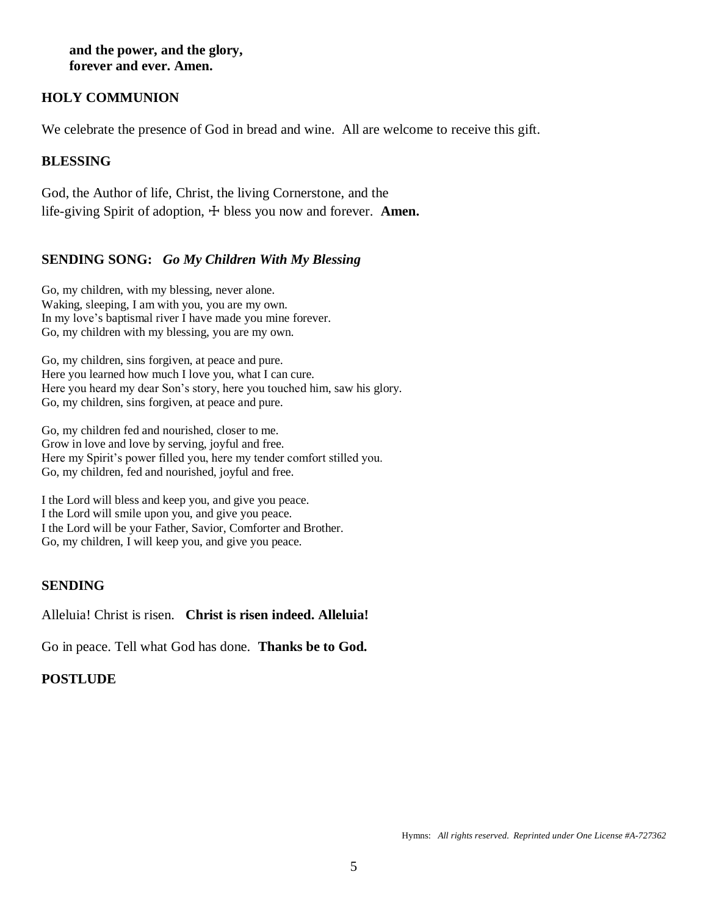**and the power, and the glory,**
**forever and ever. Amen.**

## HOLY COMMUNION

We celebrate the presence of God in bread and wine. All are welcome to receive this gift.

## BLESSING

God, the Author of life, Christ, the living Cornerstone, and the
life-giving Spirit of adoption, ☩ bless you now and forever. **Amen.**

## SENDING SONG: *Go My Children With My Blessing*

Go, my children, with my blessing, never alone.
Waking, sleeping, I am with you, you are my own.
In my love's baptismal river I have made you mine forever.
Go, my children with my blessing, you are my own.

Go, my children, sins forgiven, at peace and pure.
Here you learned how much I love you, what I can cure.
Here you heard my dear Son's story, here you touched him, saw his glory.
Go, my children, sins forgiven, at peace and pure.

Go, my children fed and nourished, closer to me.
Grow in love and love by serving, joyful and free.
Here my Spirit's power filled you, here my tender comfort stilled you.
Go, my children, fed and nourished, joyful and free.

I the Lord will bless and keep you, and give you peace.
I the Lord will smile upon you, and give you peace.
I the Lord will be your Father, Savior, Comforter and Brother.
Go, my children, I will keep you, and give you peace.

## SENDING

Alleluia! Christ is risen. **Christ is risen indeed. Alleluia!**

Go in peace. Tell what God has done. **Thanks be to God.**

## POSTLUDE

Hymns: *All rights reserved. Reprinted under One License #A-727362*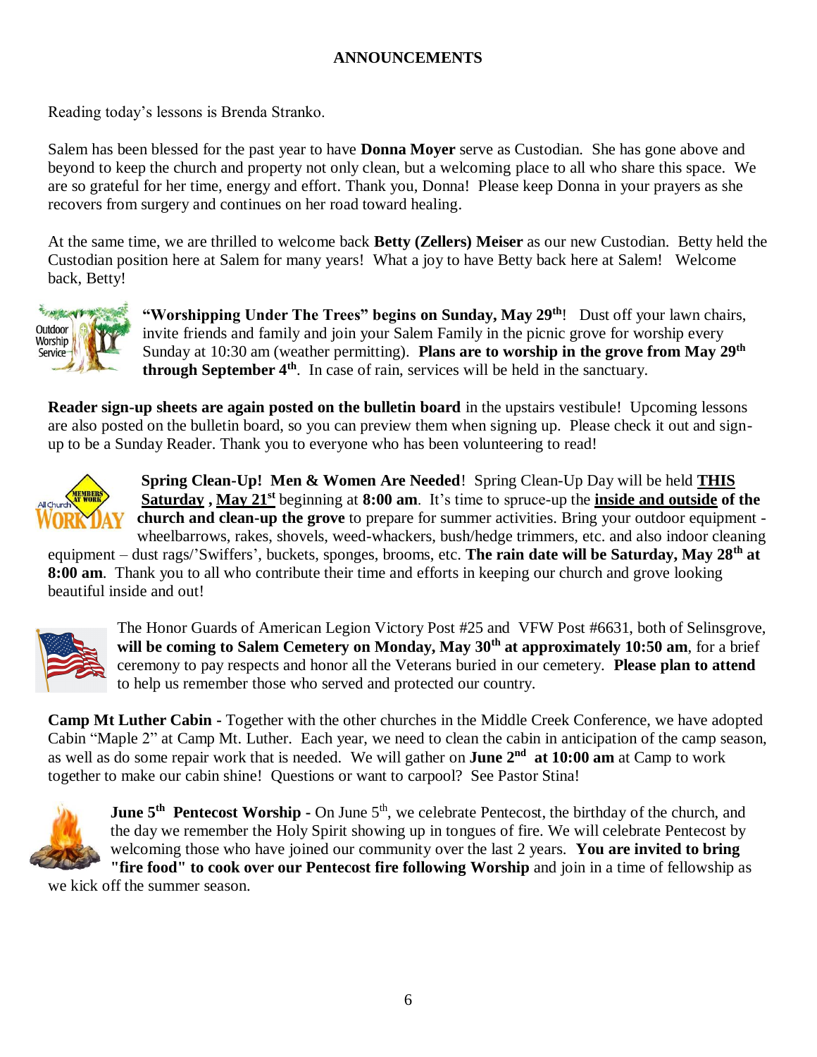## ANNOUNCEMENTS

Reading today's lessons is Brenda Stranko.

Salem has been blessed for the past year to have **Donna Moyer** serve as Custodian. She has gone above and beyond to keep the church and property not only clean, but a welcoming place to all who share this space. We are so grateful for her time, energy and effort. Thank you, Donna! Please keep Donna in your prayers as she recovers from surgery and continues on her road toward healing.

At the same time, we are thrilled to welcome back **Betty (Zellers) Meiser** as our new Custodian. Betty held the Custodian position here at Salem for many years! What a joy to have Betty back here at Salem! Welcome back, Betty!

**"Worshipping Under The Trees" begins on Sunday, May 29th**! Dust off your lawn chairs, invite friends and family and join your Salem Family in the picnic grove for worship every Sunday at 10:30 am (weather permitting). **Plans are to worship in the grove from May 29th through September 4th**. In case of rain, services will be held in the sanctuary.

**Reader sign-up sheets are again posted on the bulletin board** in the upstairs vestibule! Upcoming lessons are also posted on the bulletin board, so you can preview them when signing up. Please check it out and sign-up to be a Sunday Reader. Thank you to everyone who has been volunteering to read!

**Spring Clean-Up! Men & Women Are Needed**! Spring Clean-Up Day will be held **THIS Saturday , May 21st** beginning at **8:00 am**. It's time to spruce-up the **inside and outside of the church and clean-up the grove** to prepare for summer activities. Bring your outdoor equipment - wheelbarrows, rakes, shovels, weed-whackers, bush/hedge trimmers, etc. and also indoor cleaning equipment – dust rags/'Swiffers', buckets, sponges, brooms, etc. **The rain date will be Saturday, May 28th at 8:00 am**. Thank you to all who contribute their time and efforts in keeping our church and grove looking beautiful inside and out!

The Honor Guards of American Legion Victory Post #25 and VFW Post #6631, both of Selinsgrove, **will be coming to Salem Cemetery on Monday, May 30th at approximately 10:50 am**, for a brief ceremony to pay respects and honor all the Veterans buried in our cemetery. **Please plan to attend** to help us remember those who served and protected our country.

**Camp Mt Luther Cabin** - Together with the other churches in the Middle Creek Conference, we have adopted Cabin "Maple 2" at Camp Mt. Luther. Each year, we need to clean the cabin in anticipation of the camp season, as well as do some repair work that is needed. We will gather on **June 2nd at 10:00 am** at Camp to work together to make our cabin shine! Questions or want to carpool? See Pastor Stina!

**June 5th Pentecost Worship** - On June 5th, we celebrate Pentecost, the birthday of the church, and the day we remember the Holy Spirit showing up in tongues of fire. We will celebrate Pentecost by welcoming those who have joined our community over the last 2 years. **You are invited to bring "fire food" to cook over our Pentecost fire following Worship** and join in a time of fellowship as we kick off the summer season.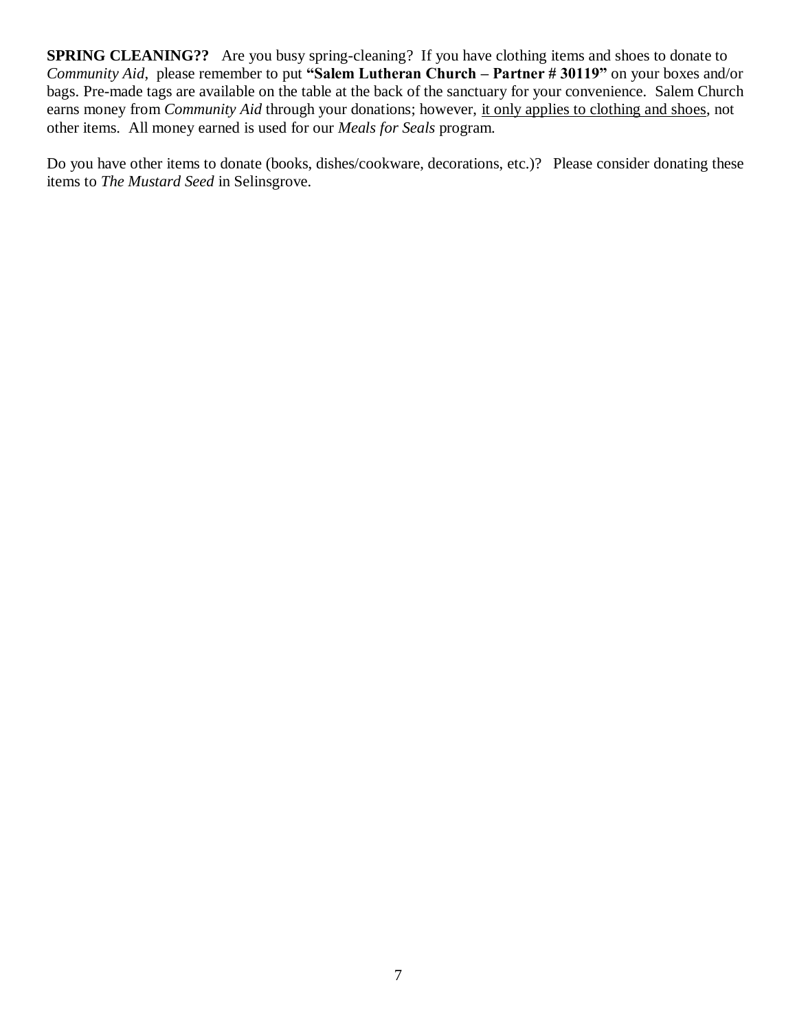**SPRING CLEANING??** Are you busy spring-cleaning? If you have clothing items and shoes to donate to *Community Aid*, please remember to put **"Salem Lutheran Church – Partner # 30119"** on your boxes and/or bags. Pre-made tags are available on the table at the back of the sanctuary for your convenience. Salem Church earns money from *Community Aid* through your donations; however, <u>it only applies to clothing and shoes</u>, not other items. All money earned is used for our *Meals for Seals* program.

Do you have other items to donate (books, dishes/cookware, decorations, etc.)? Please consider donating these items to *The Mustard Seed* in Selinsgrove.